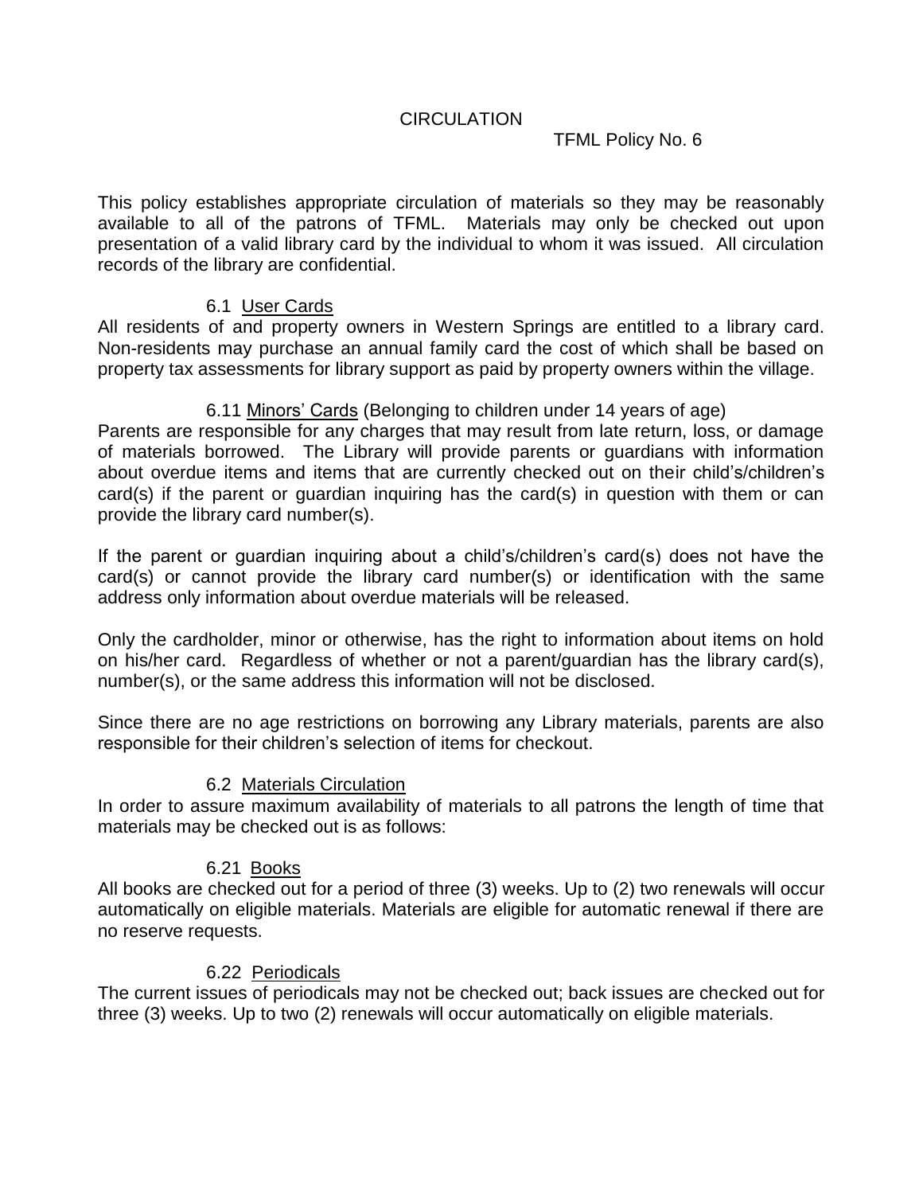# CIRCULATION

TFML Policy No. 6

This policy establishes appropriate circulation of materials so they may be reasonably available to all of the patrons of TFML. Materials may only be checked out upon presentation of a valid library card by the individual to whom it was issued. All circulation records of the library are confidential.

## 6.1 User Cards

All residents of and property owners in Western Springs are entitled to a library card. Non-residents may purchase an annual family card the cost of which shall be based on property tax assessments for library support as paid by property owners within the village.

### 6.11 Minors' Cards (Belonging to children under 14 years of age)

Parents are responsible for any charges that may result from late return, loss, or damage of materials borrowed. The Library will provide parents or guardians with information about overdue items and items that are currently checked out on their child's/children's card(s) if the parent or guardian inquiring has the card(s) in question with them or can provide the library card number(s).

If the parent or guardian inquiring about a child's/children's card(s) does not have the card(s) or cannot provide the library card number(s) or identification with the same address only information about overdue materials will be released.

Only the cardholder, minor or otherwise, has the right to information about items on hold on his/her card. Regardless of whether or not a parent/guardian has the library card(s), number(s), or the same address this information will not be disclosed.

Since there are no age restrictions on borrowing any Library materials, parents are also responsible for their children's selection of items for checkout.

## 6.2 Materials Circulation

In order to assure maximum availability of materials to all patrons the length of time that materials may be checked out is as follows:

### 6.21 Books

All books are checked out for a period of three (3) weeks. Up to (2) two renewals will occur automatically on eligible materials. Materials are eligible for automatic renewal if there are no reserve requests.

### 6.22 Periodicals

The current issues of periodicals may not be checked out; back issues are checked out for three (3) weeks. Up to two (2) renewals will occur automatically on eligible materials.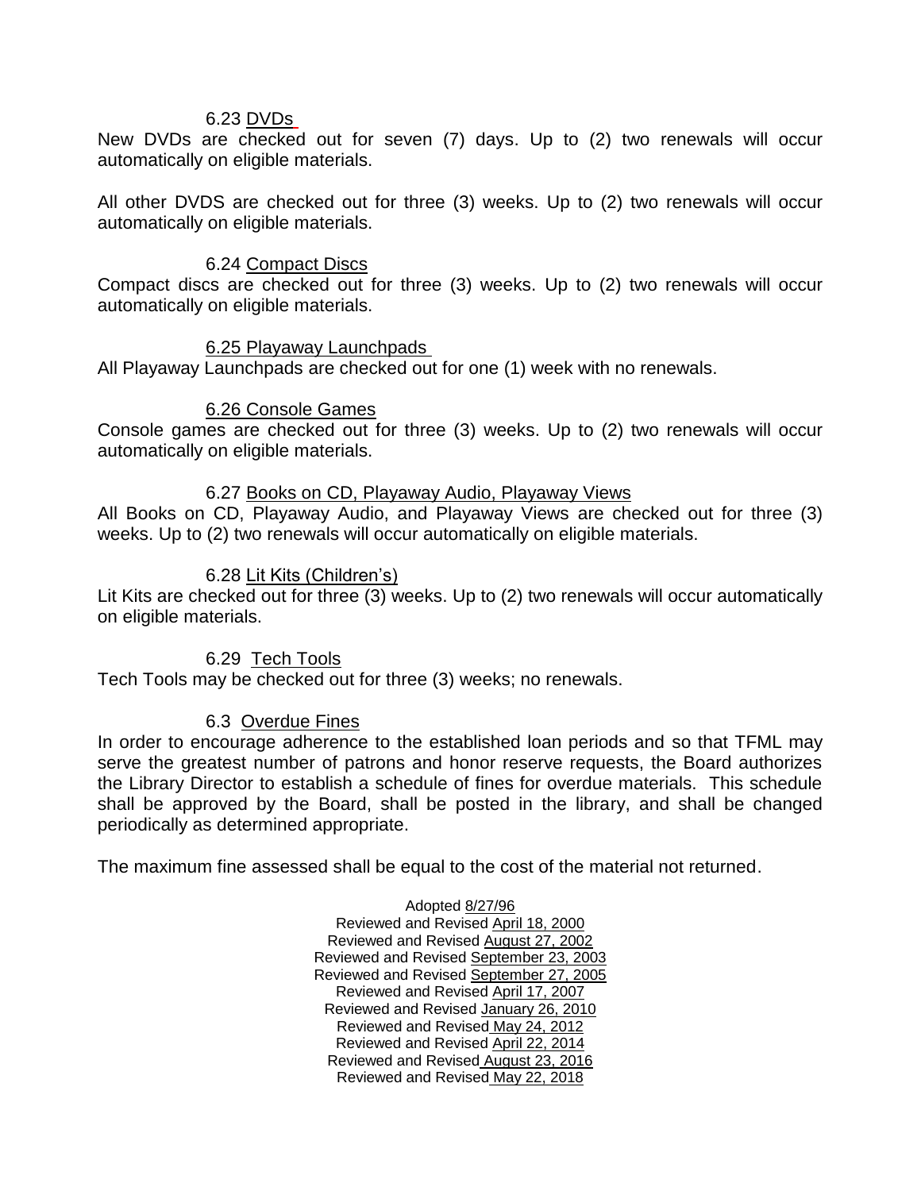### 6.23 DVDs

New DVDs are checked out for seven (7) days. Up to (2) two renewals will occur automatically on eligible materials.

All other DVDS are checked out for three (3) weeks. Up to (2) two renewals will occur automatically on eligible materials.

### 6.24 Compact Discs

Compact discs are checked out for three (3) weeks. Up to (2) two renewals will occur automatically on eligible materials.

### 6.25 Playaway Launchpads

All Playaway Launchpads are checked out for one (1) week with no renewals.

### 6.26 Console Games

Console games are checked out for three (3) weeks. Up to (2) two renewals will occur automatically on eligible materials.

### 6.27 Books on CD, Playaway Audio, Playaway Views

All Books on CD, Playaway Audio, and Playaway Views are checked out for three (3) weeks. Up to (2) two renewals will occur automatically on eligible materials.

### 6.28 Lit Kits (Children's)

Lit Kits are checked out for three (3) weeks. Up to (2) two renewals will occur automatically on eligible materials.

### 6.29 Tech Tools

Tech Tools may be checked out for three (3) weeks; no renewals.

### 6.3 Overdue Fines

In order to encourage adherence to the established loan periods and so that TFML may serve the greatest number of patrons and honor reserve requests, the Board authorizes the Library Director to establish a schedule of fines for overdue materials. This schedule shall be approved by the Board, shall be posted in the library, and shall be changed periodically as determined appropriate.

The maximum fine assessed shall be equal to the cost of the material not returned.

Adopted 8/27/96
Reviewed and Revised April 18, 2000
Reviewed and Revised August 27, 2002
Reviewed and Revised September 23, 2003
Reviewed and Revised September 27, 2005
Reviewed and Revised April 17, 2007
Reviewed and Revised January 26, 2010
Reviewed and Revised May 24, 2012
Reviewed and Revised April 22, 2014
Reviewed and Revised August 23, 2016
Reviewed and Revised May 22, 2018